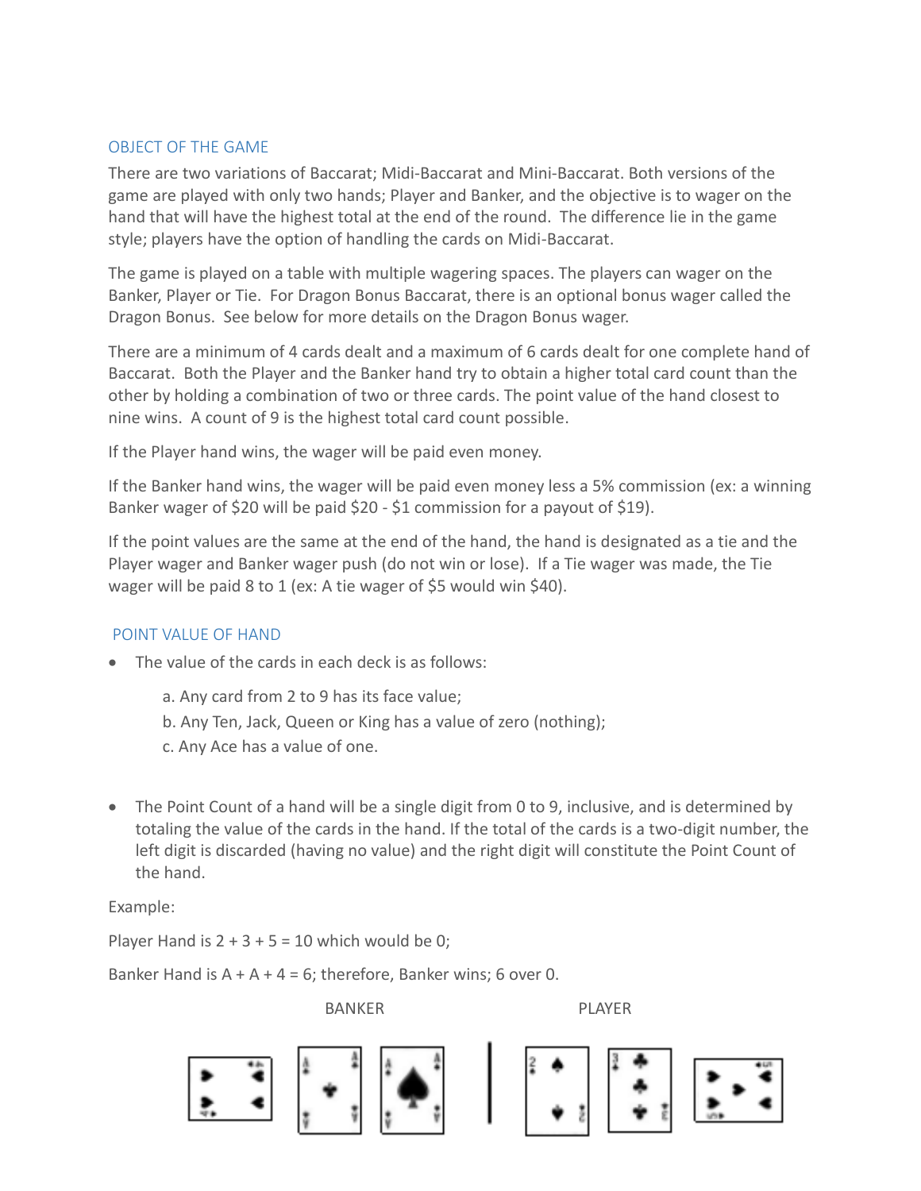## OBJECT OF THE GAME

There are two variations of Baccarat; Midi-Baccarat and Mini-Baccarat. Both versions of the game are played with only two hands; Player and Banker, and the objective is to wager on the hand that will have the highest total at the end of the round. The difference lie in the game style; players have the option of handling the cards on Midi-Baccarat.

The game is played on a table with multiple wagering spaces. The players can wager on the Banker, Player or Tie. For Dragon Bonus Baccarat, there is an optional bonus wager called the Dragon Bonus. See below for more details on the Dragon Bonus wager.

There are a minimum of 4 cards dealt and a maximum of 6 cards dealt for one complete hand of Baccarat. Both the Player and the Banker hand try to obtain a higher total card count than the other by holding a combination of two or three cards. The point value of the hand closest to nine wins. A count of 9 is the highest total card count possible.

If the Player hand wins, the wager will be paid even money.

If the Banker hand wins, the wager will be paid even money less a 5% commission (ex: a winning Banker wager of $20 will be paid $20 - $1 commission for a payout of $19).

If the point values are the same at the end of the hand, the hand is designated as a tie and the Player wager and Banker wager push (do not win or lose). If a Tie wager was made, the Tie wager will be paid 8 to 1 (ex: A tie wager of $5 would win $40).

## POINT VALUE OF HAND

- The value of the cards in each deck is as follows:

  a. Any card from 2 to 9 has its face value;
  b. Any Ten, Jack, Queen or King has a value of zero (nothing);
  c. Any Ace has a value of one.

- The Point Count of a hand will be a single digit from 0 to 9, inclusive, and is determined by totaling the value of the cards in the hand. If the total of the cards is a two-digit number, the left digit is discarded (having no value) and the right digit will constitute the Point Count of the hand.

Example:

Player Hand is 2 + 3 + 5 = 10 which would be 0;

Banker Hand is A + A + 4 = 6; therefore, Banker wins; 6 over 0.

BANKER | PLAYER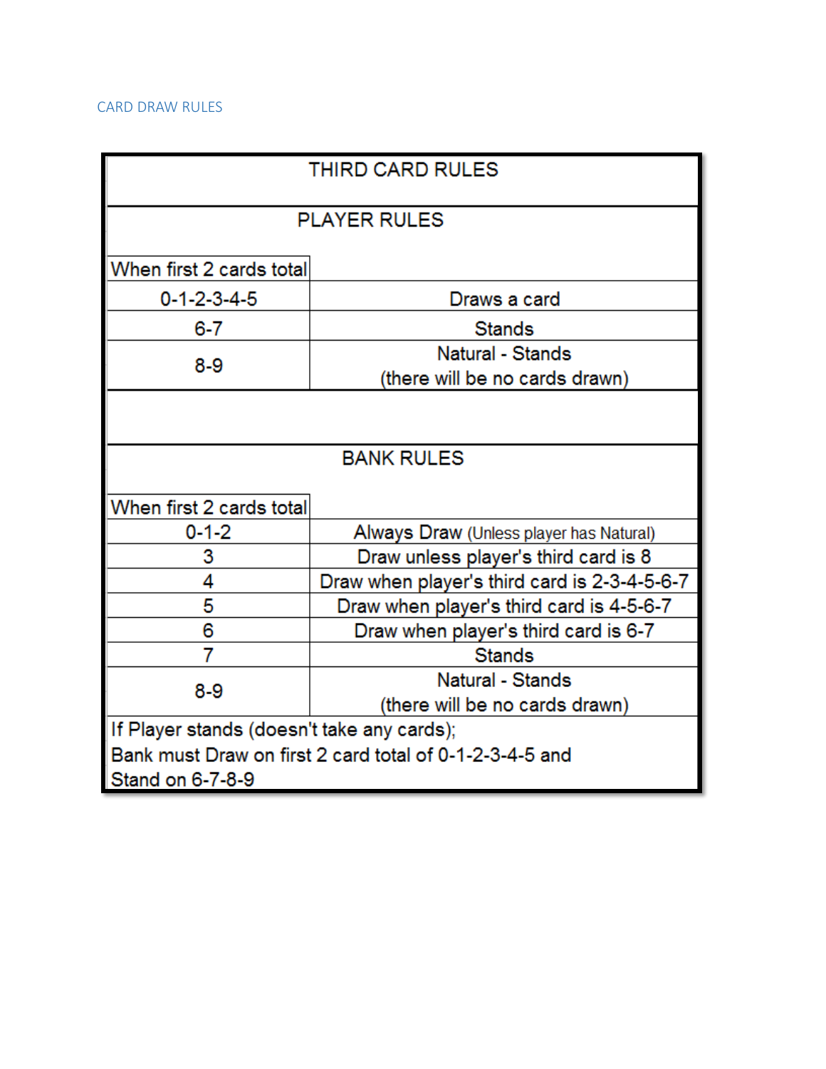## CARD DRAW RULES

| THIRD CARD RULES | |
|---|---|
| **PLAYER RULES** | |
| When first 2 cards total | |
| 0-1-2-3-4-5 | Draws a card |
| 6-7 | Stands |
| 8-9 | Natural - Stands (there will be no cards drawn) |
| | |
| **BANK RULES** | |
| When first 2 cards total | |
| 0-1-2 | Always Draw (Unless player has Natural) |
| 3 | Draw unless player's third card is 8 |
| 4 | Draw when player's third card is 2-3-4-5-6-7 |
| 5 | Draw when player's third card is 4-5-6-7 |
| 6 | Draw when player's third card is 6-7 |
| 7 | Stands |
| 8-9 | Natural - Stands (there will be no cards drawn) |
| If Player stands (doesn't take any cards); Bank must Draw on first 2 card total of 0-1-2-3-4-5 and Stand on 6-7-8-9 | |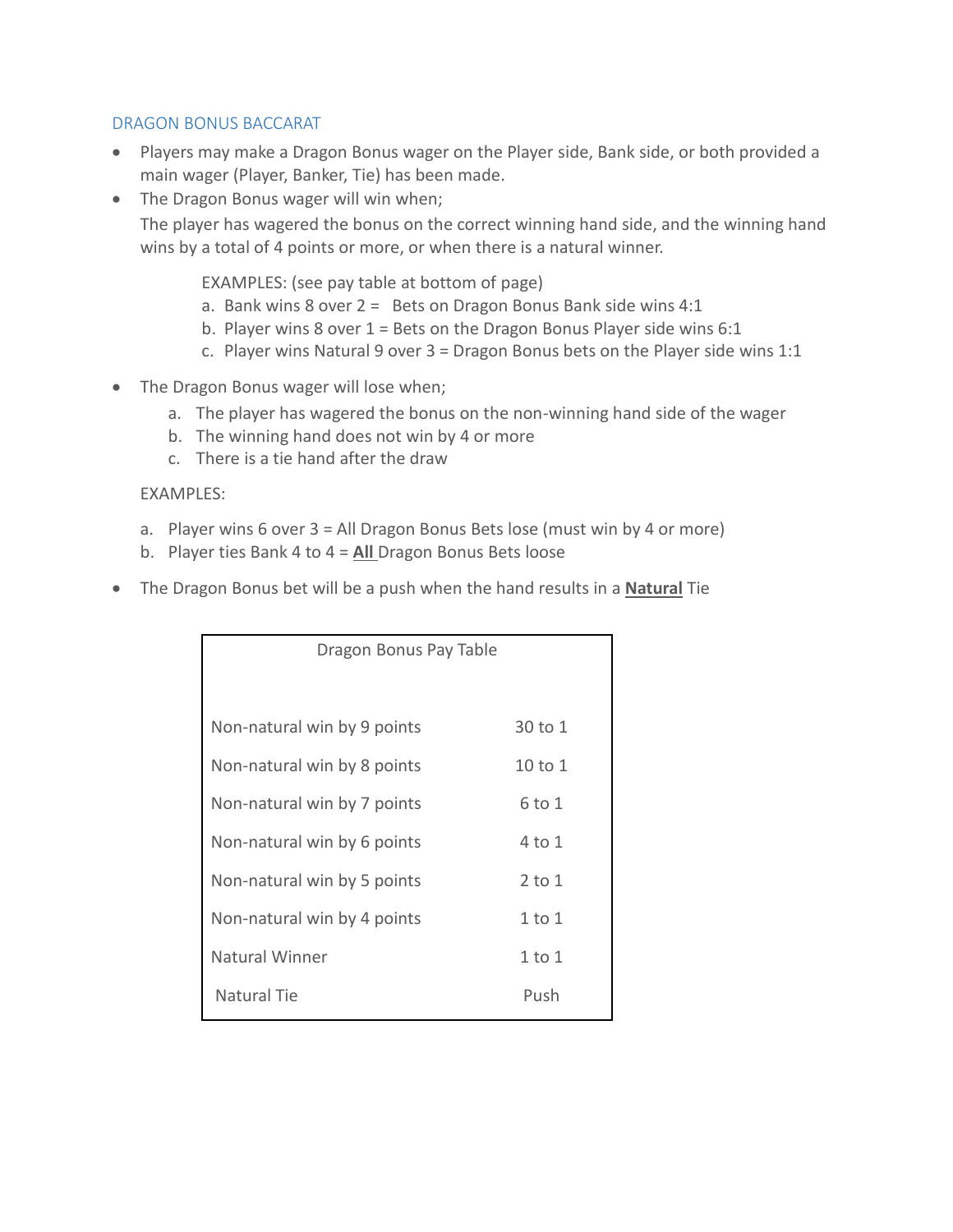## DRAGON BONUS BACCARAT

- Players may make a Dragon Bonus wager on the Player side, Bank side, or both provided a main wager (Player, Banker, Tie) has been made.
- The Dragon Bonus wager will win when;

  The player has wagered the bonus on the correct winning hand side, and the winning hand wins by a total of 4 points or more, or when there is a natural winner.

  EXAMPLES: (see pay table at bottom of page)

  a. Bank wins 8 over 2 = Bets on Dragon Bonus Bank side wins 4:1
  b. Player wins 8 over 1 = Bets on the Dragon Bonus Player side wins 6:1
  c. Player wins Natural 9 over 3 = Dragon Bonus bets on the Player side wins 1:1

- The Dragon Bonus wager will lose when;

  a. The player has wagered the bonus on the non-winning hand side of the wager
  b. The winning hand does not win by 4 or more
  c. There is a tie hand after the draw

  EXAMPLES:

  a. Player wins 6 over 3 = All Dragon Bonus Bets lose (must win by 4 or more)
  b. Player ties Bank 4 to 4 = **<u>All</u>** Dragon Bonus Bets loose

- The Dragon Bonus bet will be a push when the hand results in a **<u>Natural</u>** Tie

| Dragon Bonus Pay Table | |
|---|---|
| Non-natural win by 9 points | 30 to 1 |
| Non-natural win by 8 points | 10 to 1 |
| Non-natural win by 7 points | 6 to 1 |
| Non-natural win by 6 points | 4 to 1 |
| Non-natural win by 5 points | 2 to 1 |
| Non-natural win by 4 points | 1 to 1 |
| Natural Winner | 1 to 1 |
| Natural Tie | Push |